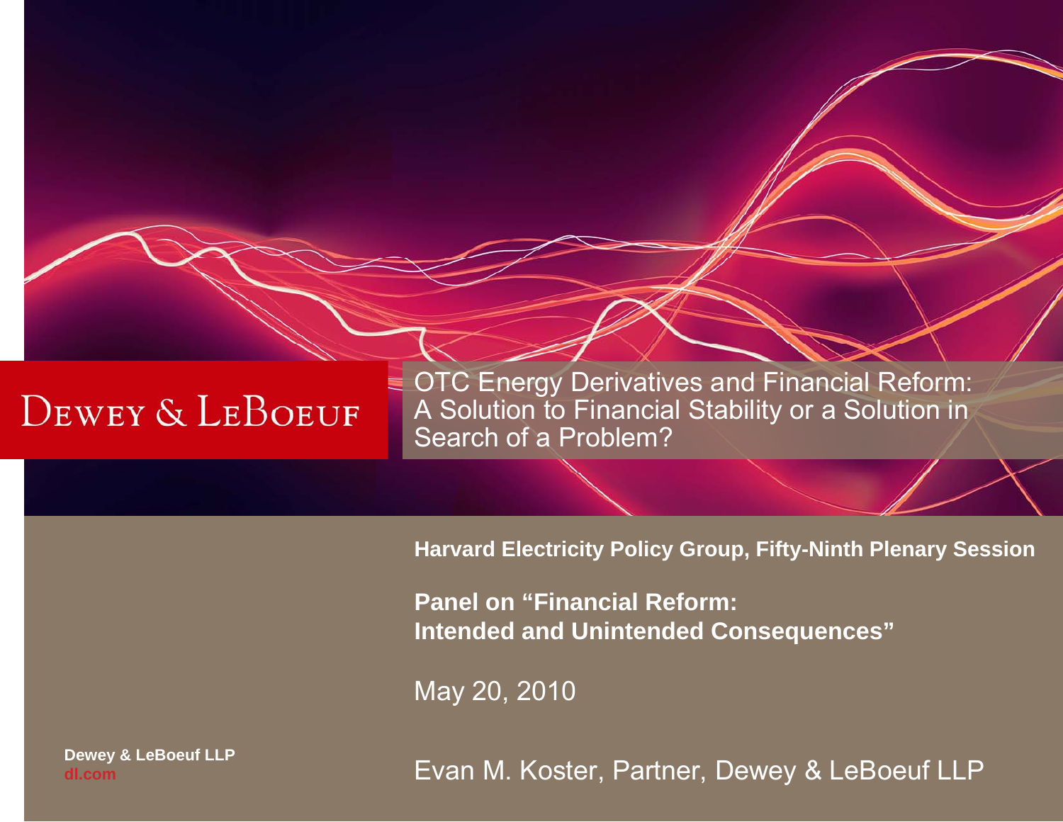Dewey & LeBoeuf

# OTC Energy Derivatives and Financial Reform: A Solution to Financial Stability or a Solution in Search of a Problem?

**Harvard Electricity Policy Group, Fifty-Ninth Plenary Session**

**Panel on "Financial Reform: Intended and Unintended Consequences"**

May 20, 2010

Evan M. Koster, Partner, Dewey & LeBoeuf LLP

**Dewey & LeBoeuf LLP**
**dl.com**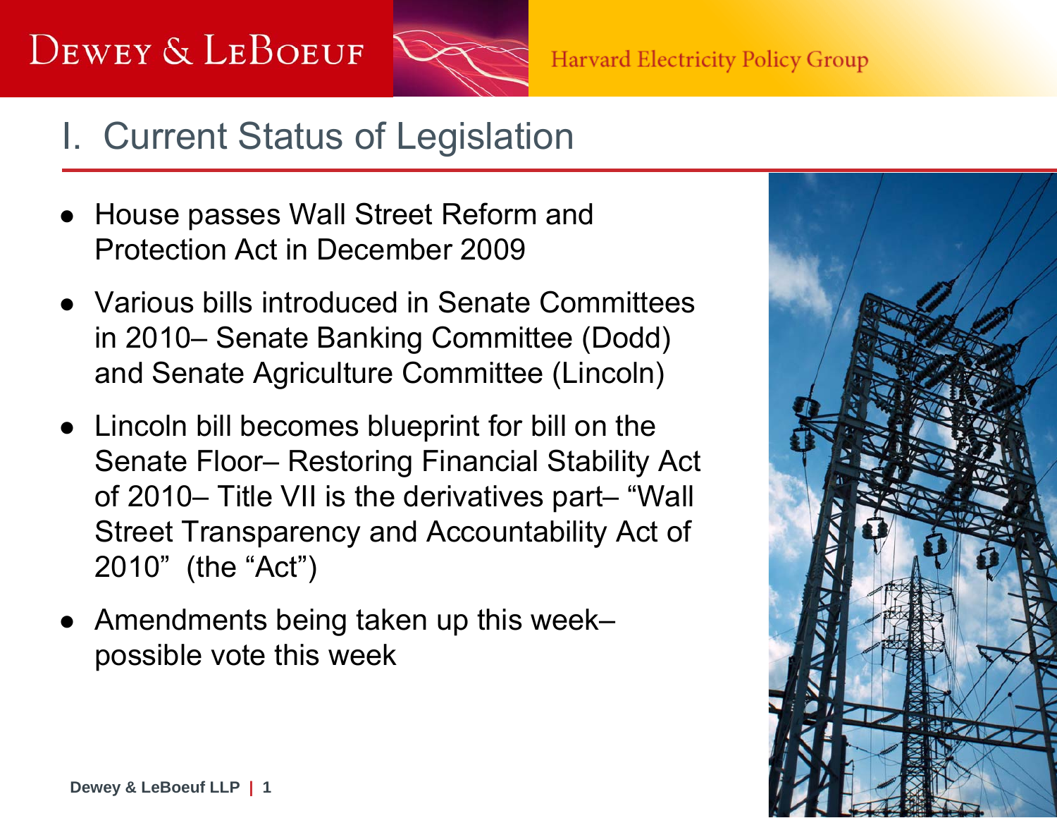# I. Current Status of Legislation

- House passes Wall Street Reform and Protection Act in December 2009
- Various bills introduced in Senate Committees in 2010– Senate Banking Committee (Dodd) and Senate Agriculture Committee (Lincoln)
- Lincoln bill becomes blueprint for bill on the Senate Floor– Restoring Financial Stability Act of 2010– Title VII is the derivatives part– "Wall Street Transparency and Accountability Act of 2010" (the "Act")
- Amendments being taken up this week– possible vote this week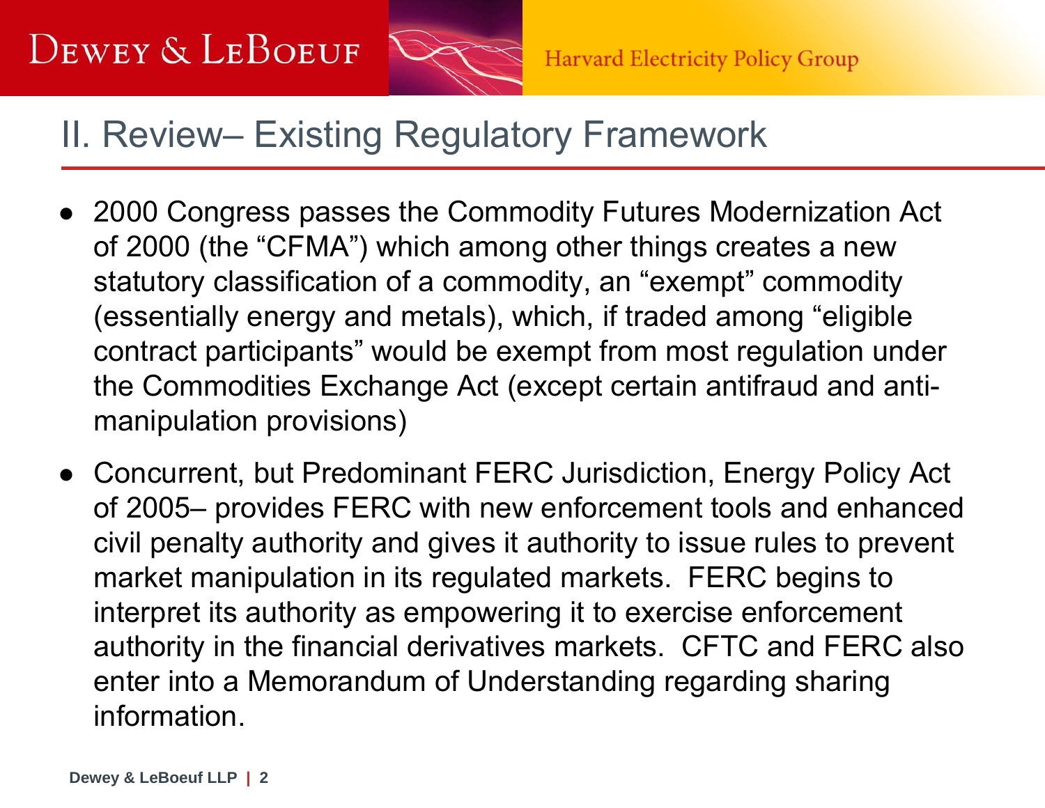## II. Review– Existing Regulatory Framework

- 2000 Congress passes the Commodity Futures Modernization Act of 2000 (the “CFMA”) which among other things creates a new statutory classification of a commodity, an “exempt” commodity (essentially energy and metals), which, if traded among “eligible contract participants” would be exempt from most regulation under the Commodities Exchange Act (except certain antifraud and anti-manipulation provisions)
- Concurrent, but Predominant FERC Jurisdiction, Energy Policy Act of 2005– provides FERC with new enforcement tools and enhanced civil penalty authority and gives it authority to issue rules to prevent market manipulation in its regulated markets. FERC begins to interpret its authority as empowering it to exercise enforcement authority in the financial derivatives markets. CFTC and FERC also enter into a Memorandum of Understanding regarding sharing information.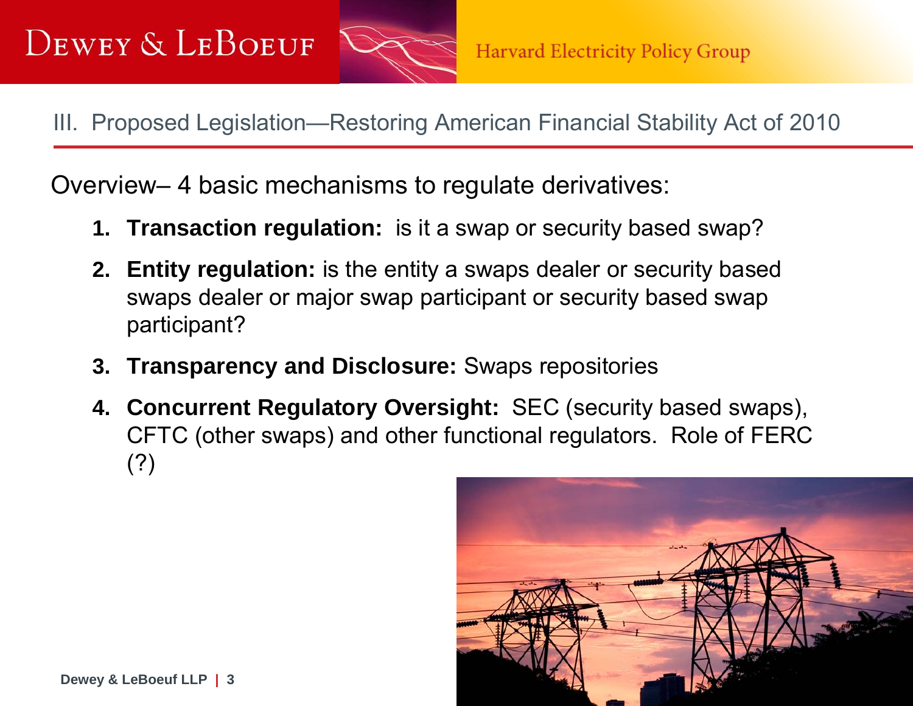## III. Proposed Legislation—Restoring American Financial Stability Act of 2010

Overview– 4 basic mechanisms to regulate derivatives:

1. **Transaction regulation:** is it a swap or security based swap?
2. **Entity regulation:** is the entity a swaps dealer or security based swaps dealer or major swap participant or security based swap participant?
3. **Transparency and Disclosure:** Swaps repositories
4. **Concurrent Regulatory Oversight:** SEC (security based swaps), CFTC (other swaps) and other functional regulators. Role of FERC (?)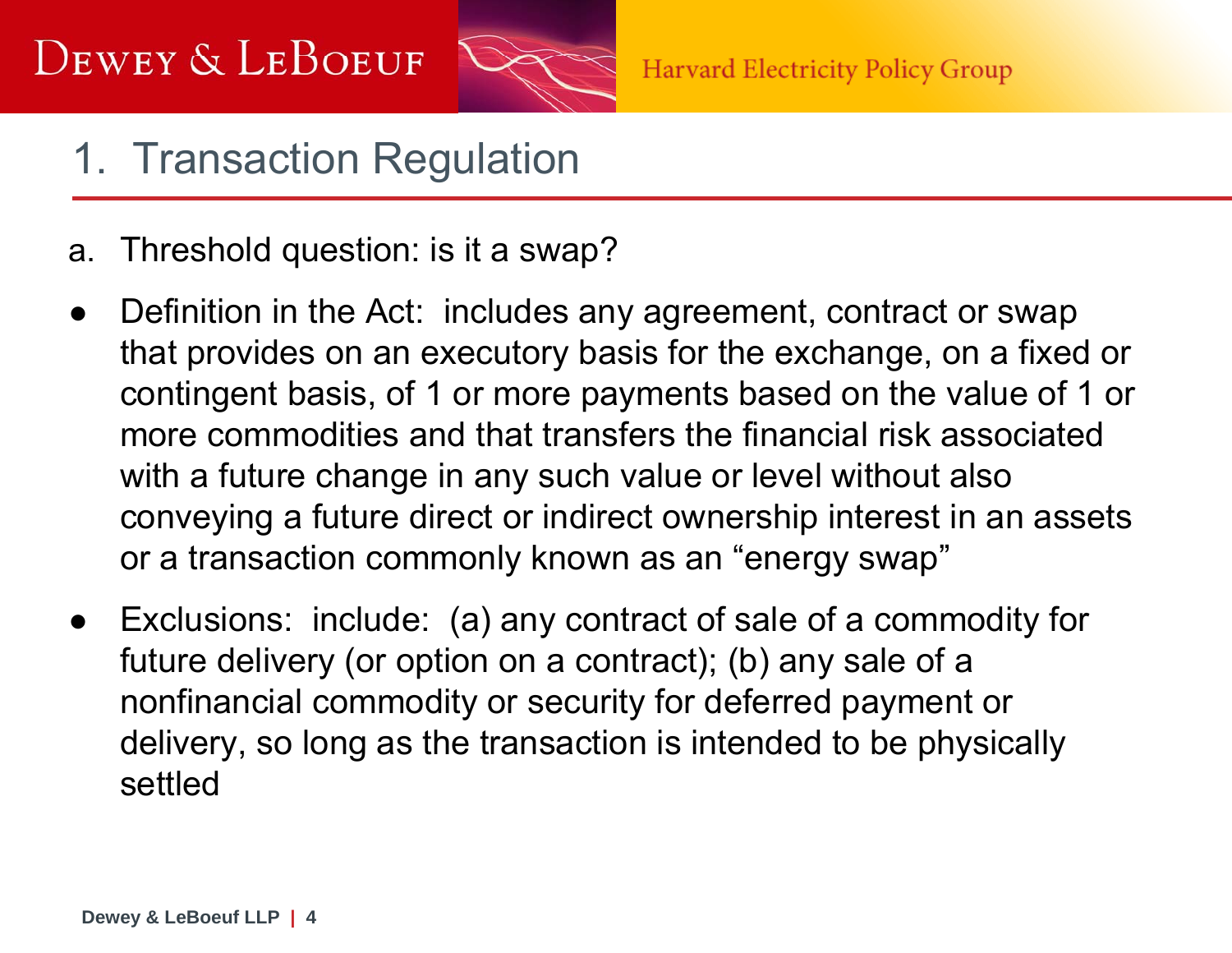# 1. Transaction Regulation

a. Threshold question: is it a swap?

- Definition in the Act: includes any agreement, contract or swap that provides on an executory basis for the exchange, on a fixed or contingent basis, of 1 or more payments based on the value of 1 or more commodities and that transfers the financial risk associated with a future change in any such value or level without also conveying a future direct or indirect ownership interest in an assets or a transaction commonly known as an "energy swap"
- Exclusions: include: (a) any contract of sale of a commodity for future delivery (or option on a contract); (b) any sale of a nonfinancial commodity or security for deferred payment or delivery, so long as the transaction is intended to be physically settled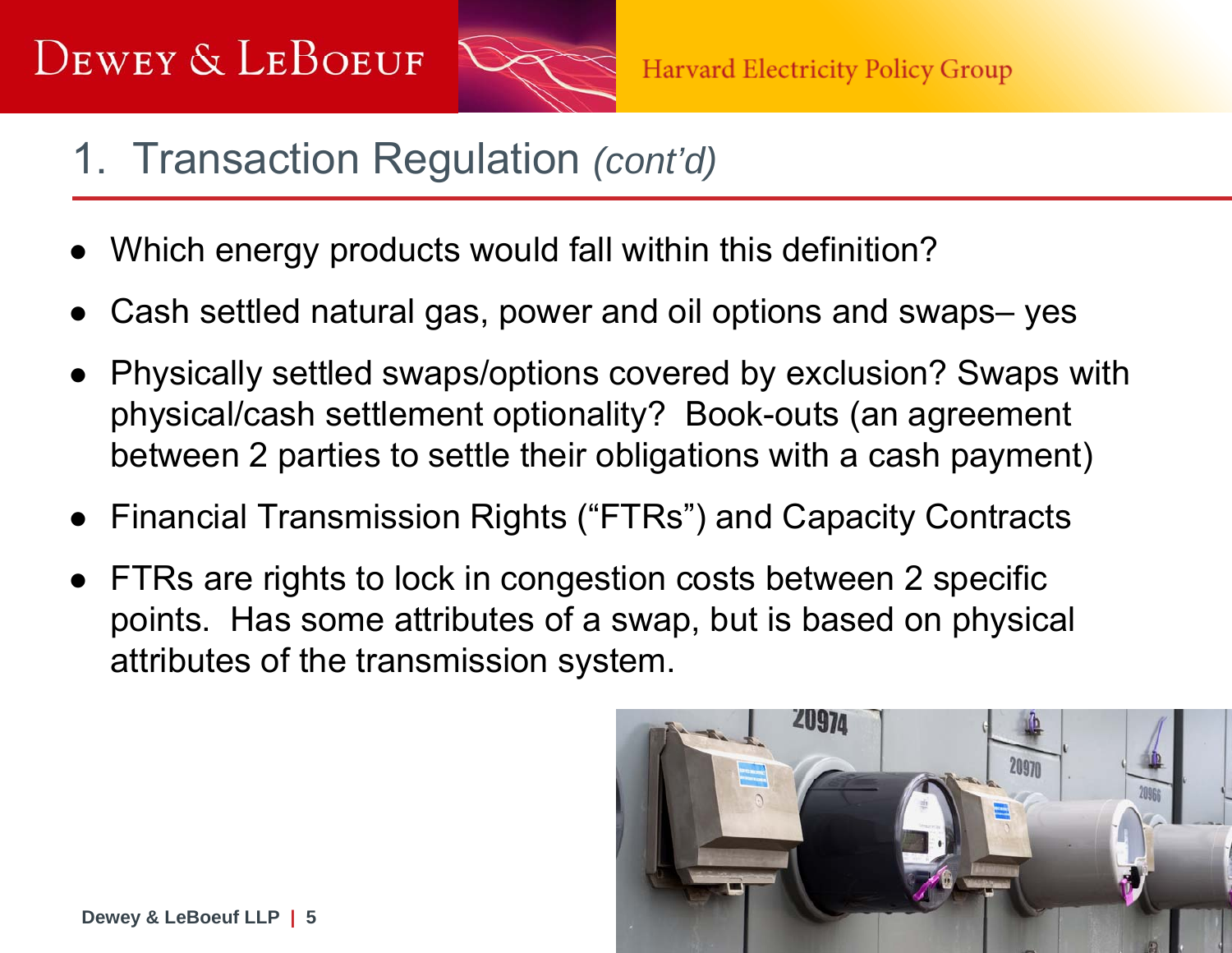# 1. Transaction Regulation *(cont'd)*

- Which energy products would fall within this definition?
- Cash settled natural gas, power and oil options and swaps– yes
- Physically settled swaps/options covered by exclusion? Swaps with physical/cash settlement optionality? Book-outs (an agreement between 2 parties to settle their obligations with a cash payment)
- Financial Transmission Rights ("FTRs") and Capacity Contracts
- FTRs are rights to lock in congestion costs between 2 specific points. Has some attributes of a swap, but is based on physical attributes of the transmission system.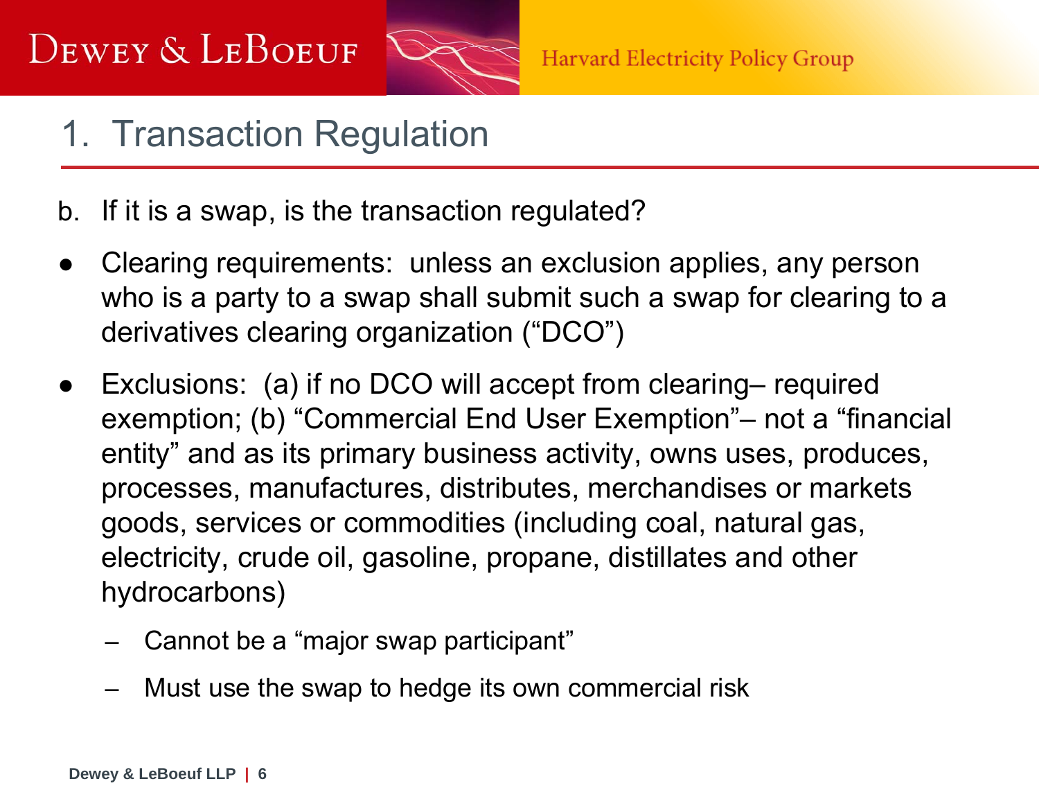# 1. Transaction Regulation

b. If it is a swap, is the transaction regulated?

- Clearing requirements: unless an exclusion applies, any person who is a party to a swap shall submit such a swap for clearing to a derivatives clearing organization (“DCO”)
- Exclusions: (a) if no DCO will accept from clearing– required exemption; (b) “Commercial End User Exemption”– not a “financial entity” and as its primary business activity, owns uses, produces, processes, manufactures, distributes, merchandises or markets goods, services or commodities (including coal, natural gas, electricity, crude oil, gasoline, propane, distillates and other hydrocarbons)
  - Cannot be a “major swap participant”
  - Must use the swap to hedge its own commercial risk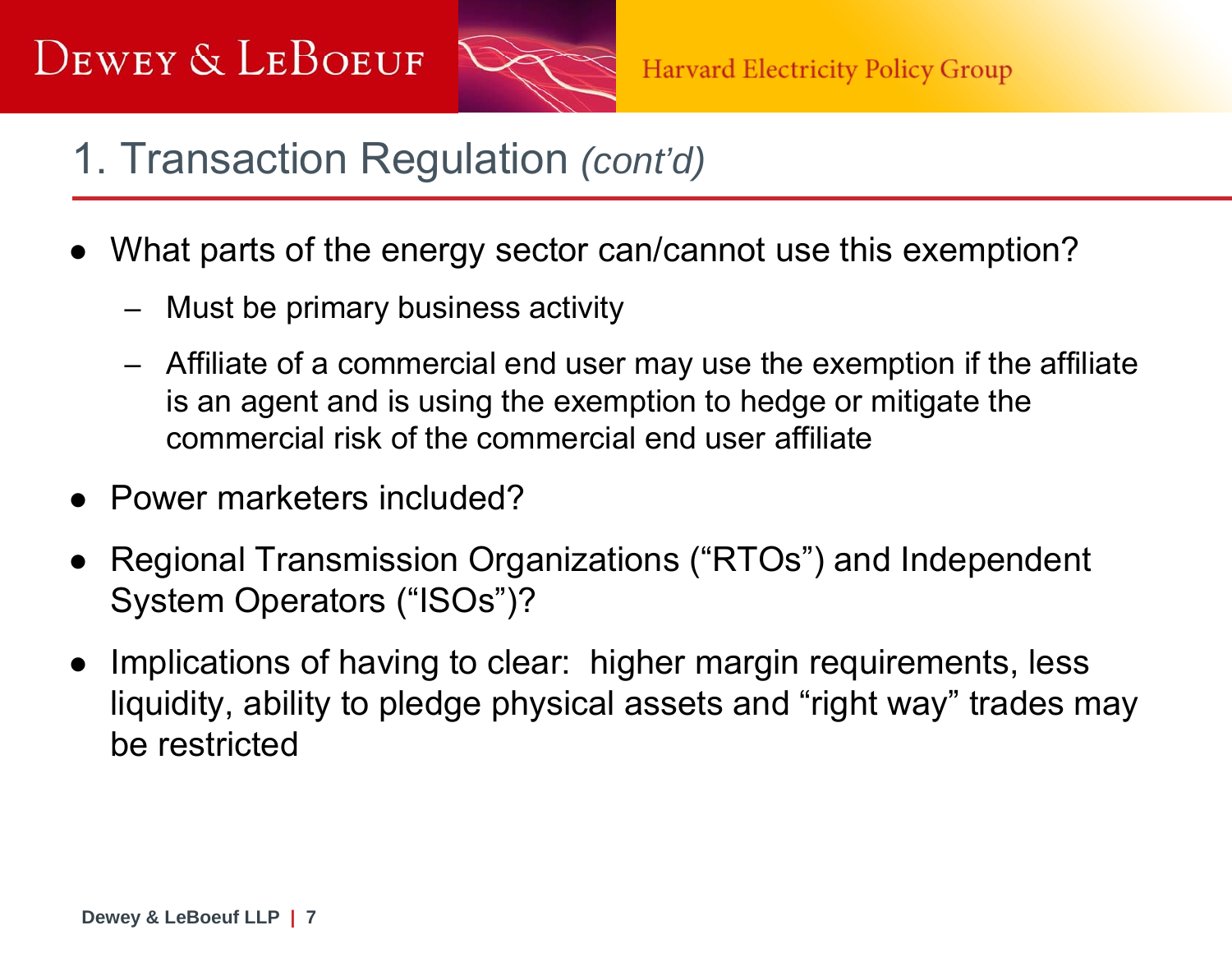# 1. Transaction Regulation *(cont'd)*

- What parts of the energy sector can/cannot use this exemption?
  - Must be primary business activity
  - Affiliate of a commercial end user may use the exemption if the affiliate is an agent and is using the exemption to hedge or mitigate the commercial risk of the commercial end user affiliate
- Power marketers included?
- Regional Transmission Organizations ("RTOs") and Independent System Operators ("ISOs")?
- Implications of having to clear: higher margin requirements, less liquidity, ability to pledge physical assets and "right way" trades may be restricted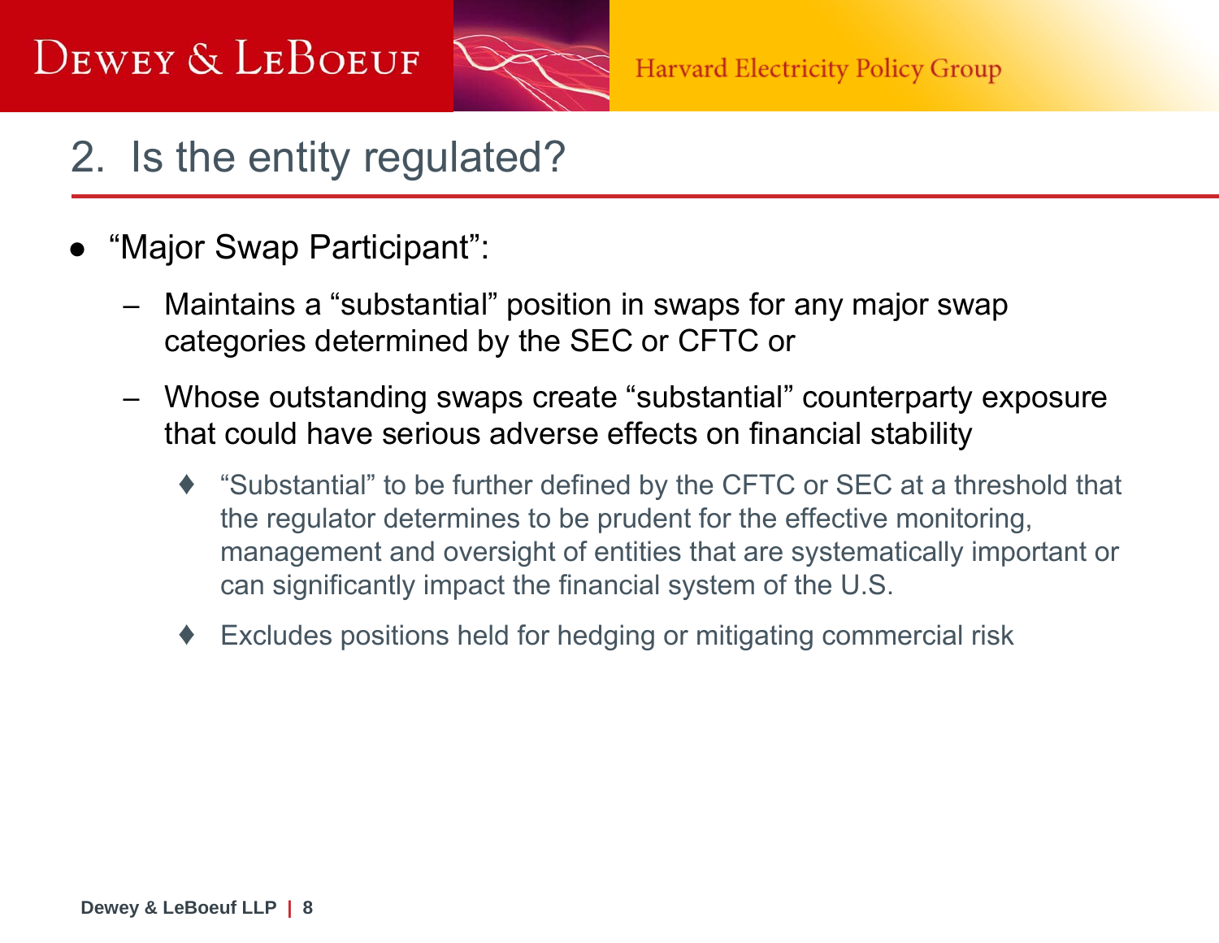## 2. Is the entity regulated?

- "Major Swap Participant":
  - Maintains a "substantial" position in swaps for any major swap categories determined by the SEC or CFTC or
  - Whose outstanding swaps create "substantial" counterparty exposure that could have serious adverse effects on financial stability
    - "Substantial" to be further defined by the CFTC or SEC at a threshold that the regulator determines to be prudent for the effective monitoring, management and oversight of entities that are systematically important or can significantly impact the financial system of the U.S.
    - Excludes positions held for hedging or mitigating commercial risk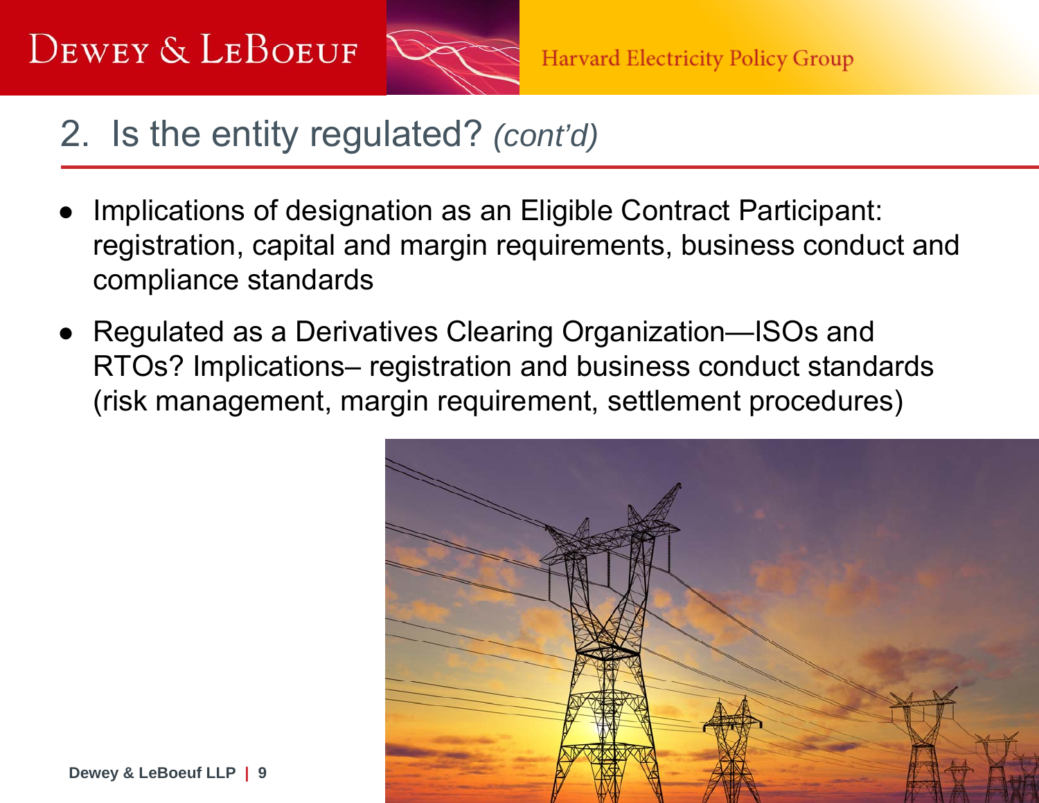## 2. Is the entity regulated? *(cont'd)*

- Implications of designation as an Eligible Contract Participant: registration, capital and margin requirements, business conduct and compliance standards
- Regulated as a Derivatives Clearing Organization—ISOs and RTOs? Implications– registration and business conduct standards (risk management, margin requirement, settlement procedures)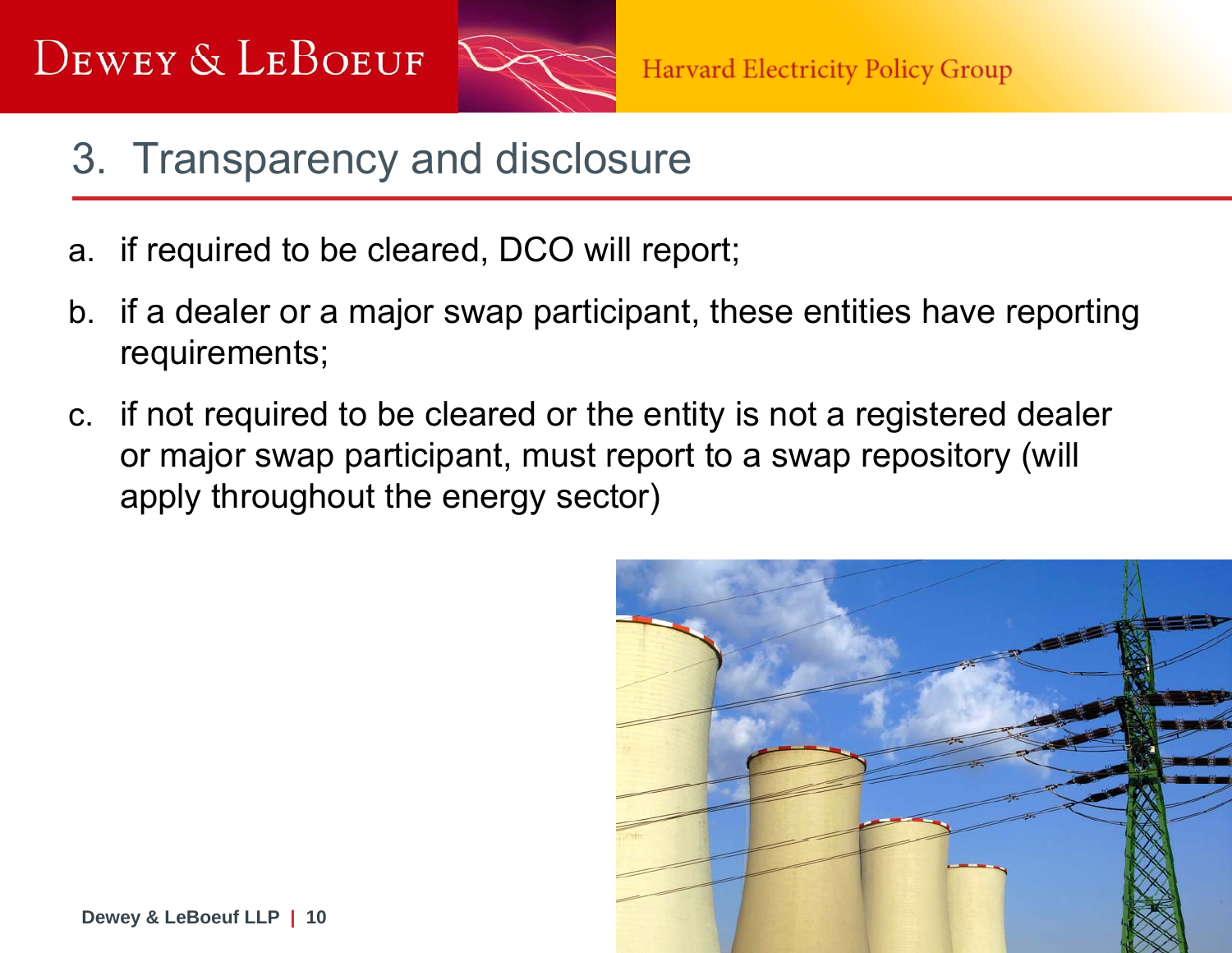## 3. Transparency and disclosure

a. if required to be cleared, DCO will report;

b. if a dealer or a major swap participant, these entities have reporting requirements;

c. if not required to be cleared or the entity is not a registered dealer or major swap participant, must report to a swap repository (will apply throughout the energy sector)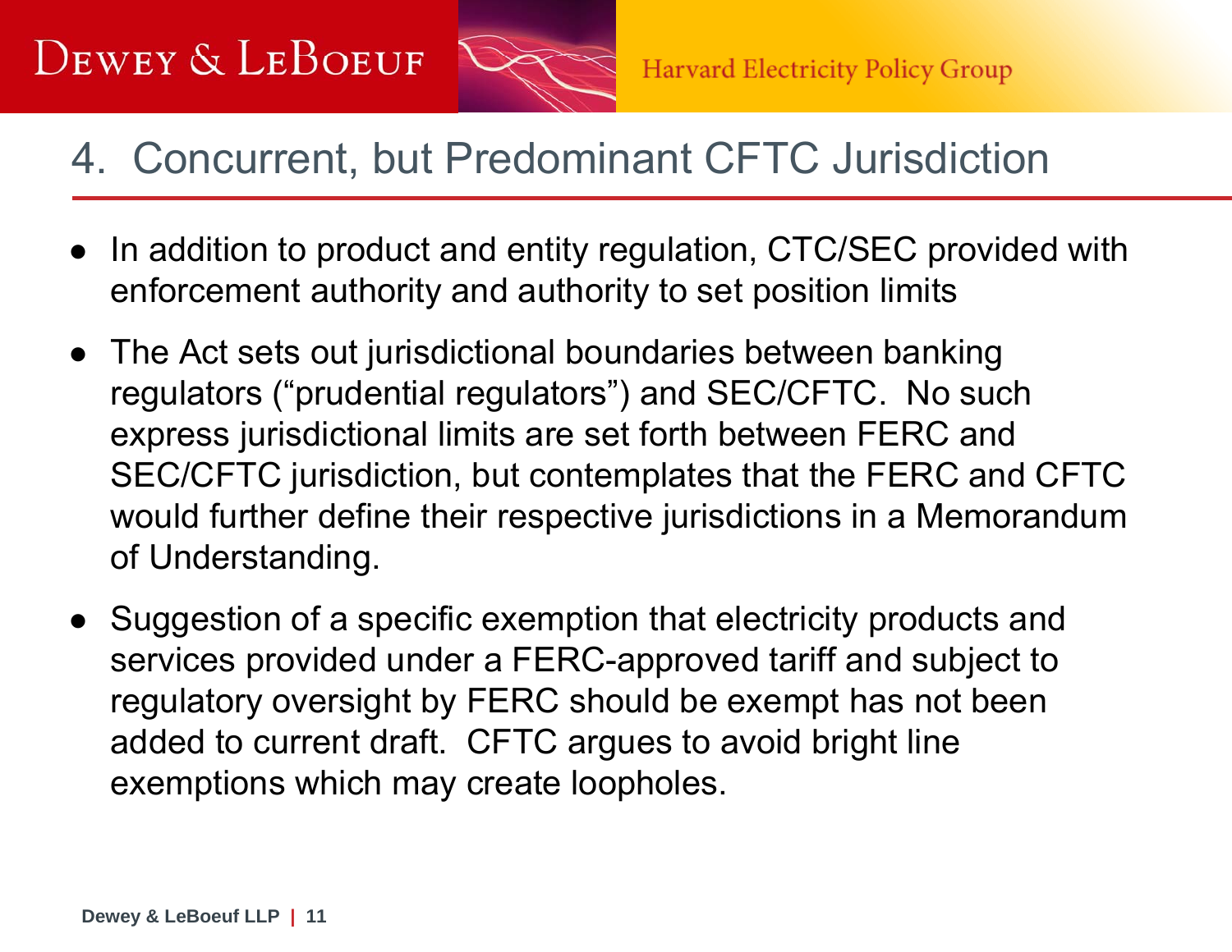# 4. Concurrent, but Predominant CFTC Jurisdiction

- In addition to product and entity regulation, CTC/SEC provided with enforcement authority and authority to set position limits
- The Act sets out jurisdictional boundaries between banking regulators (“prudential regulators”) and SEC/CFTC. No such express jurisdictional limits are set forth between FERC and SEC/CFTC jurisdiction, but contemplates that the FERC and CFTC would further define their respective jurisdictions in a Memorandum of Understanding.
- Suggestion of a specific exemption that electricity products and services provided under a FERC-approved tariff and subject to regulatory oversight by FERC should be exempt has not been added to current draft. CFTC argues to avoid bright line exemptions which may create loopholes.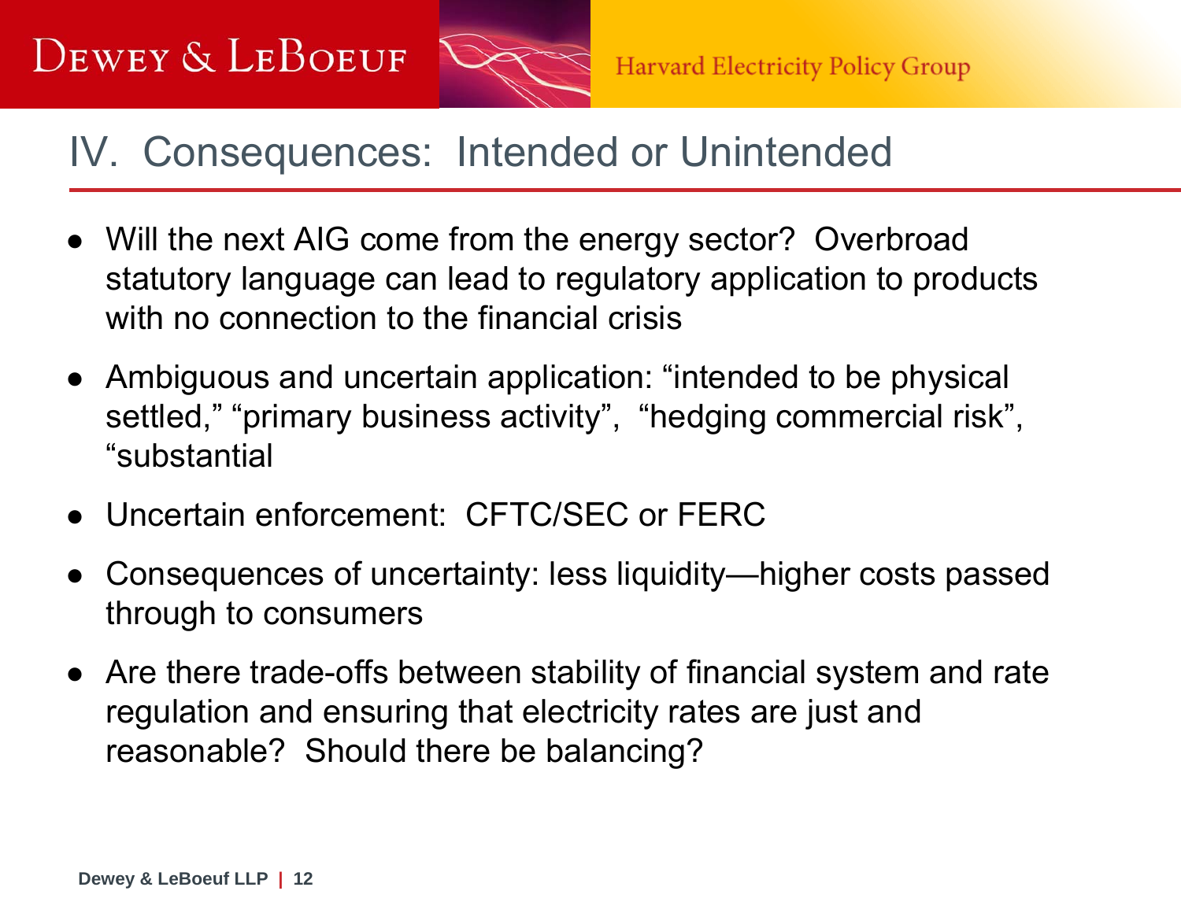# IV. Consequences: Intended or Unintended

- Will the next AIG come from the energy sector? Overbroad statutory language can lead to regulatory application to products with no connection to the financial crisis
- Ambiguous and uncertain application: "intended to be physical settled," "primary business activity", "hedging commercial risk", "substantial
- Uncertain enforcement: CFTC/SEC or FERC
- Consequences of uncertainty: less liquidity—higher costs passed through to consumers
- Are there trade-offs between stability of financial system and rate regulation and ensuring that electricity rates are just and reasonable? Should there be balancing?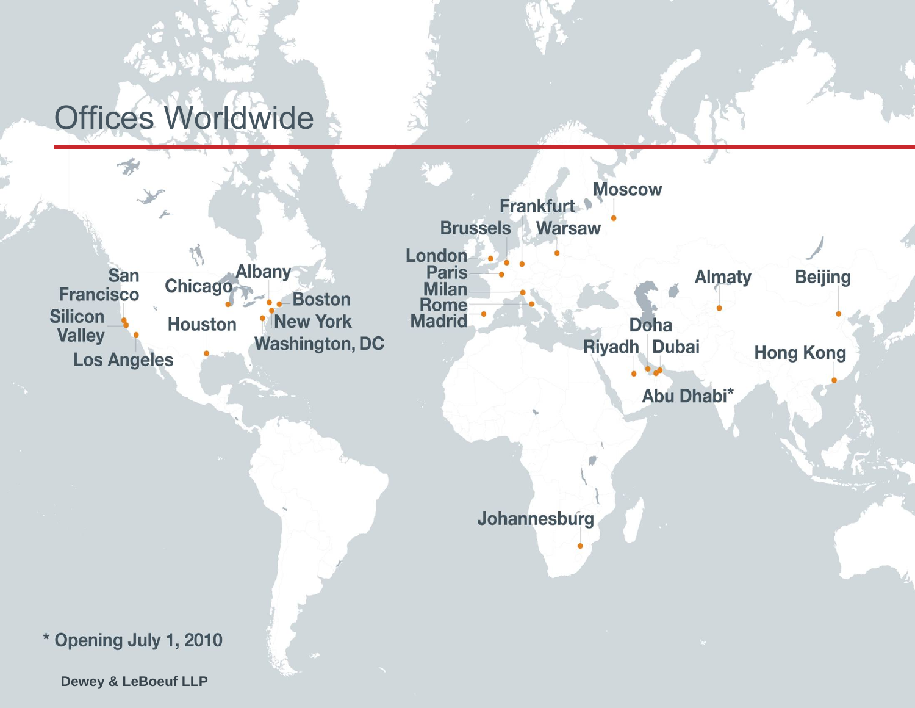# Offices Worldwide

San Francisco
Silicon Valley
Los Angeles
Chicago
Houston
Albany
Boston
New York
Washington, DC
London
Paris
Milan
Rome
Madrid
Brussels
Frankfurt
Warsaw
Moscow
Almaty
Beijing
Doha
Riyadh
Dubai
Abu Dhabi*
Hong Kong
Johannesburg

\* Opening July 1, 2010

Dewey & LeBoeuf LLP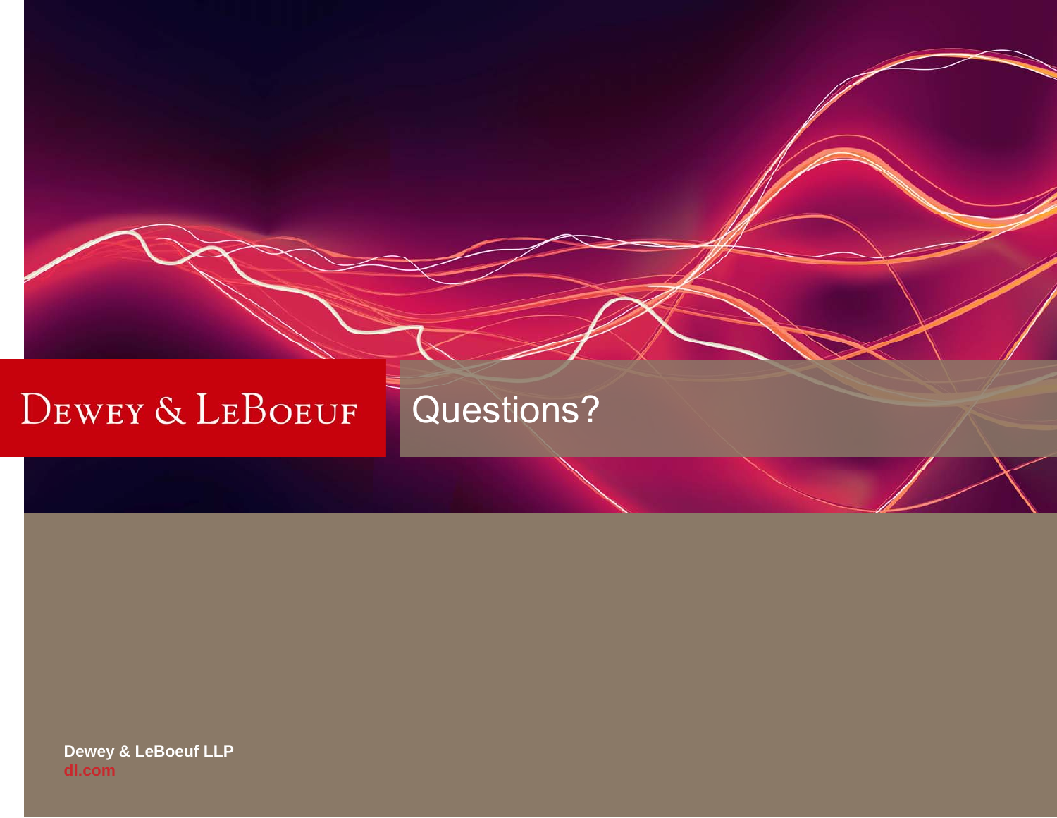Dewey & LeBoeuf

# Questions?

**Dewey & LeBoeuf LLP**
**dl.com**